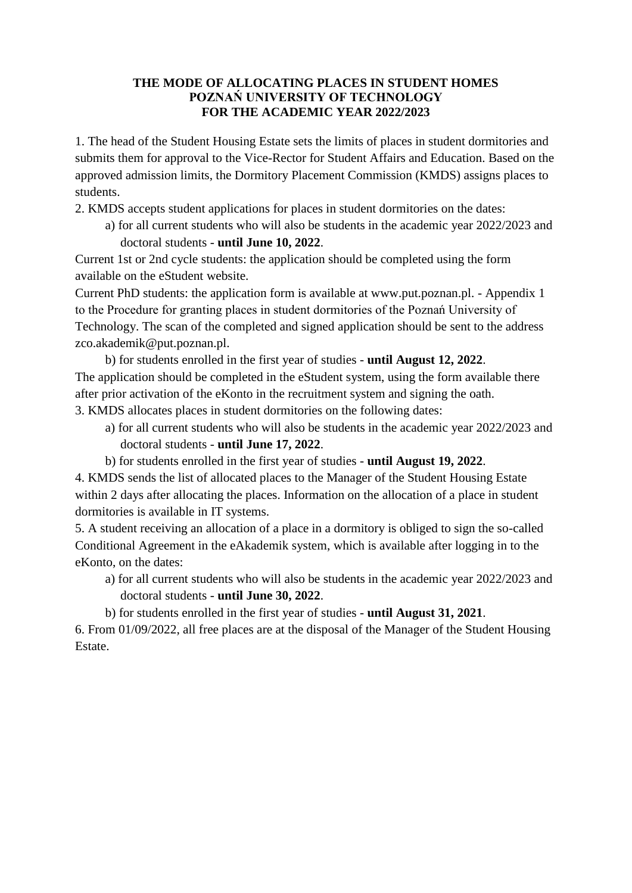**THE MODE OF ALLOCATING PLACES IN STUDENT HOMES**
**POZNAŃ UNIVERSITY OF TECHNOLOGY**
**FOR THE ACADEMIC YEAR 2022/2023**

1. The head of the Student Housing Estate sets the limits of places in student dormitories and submits them for approval to the Vice-Rector for Student Affairs and Education. Based on the approved admission limits, the Dormitory Placement Commission (KMDS) assigns places to students.

2. KMDS accepts student applications for places in student dormitories on the dates:

   a) for all current students who will also be students in the academic year 2022/2023 and doctoral students - **until June 10, 2022**.

Current 1st or 2nd cycle students: the application should be completed using the form available on the eStudent website.

Current PhD students: the application form is available at www.put.poznan.pl. - Appendix 1 to the Procedure for granting places in student dormitories of the Poznań University of Technology. The scan of the completed and signed application should be sent to the address zco.akademik@put.poznan.pl.

   b) for students enrolled in the first year of studies - **until August 12, 2022**.

The application should be completed in the eStudent system, using the form available there after prior activation of the eKonto in the recruitment system and signing the oath.

3. KMDS allocates places in student dormitories on the following dates:

   a) for all current students who will also be students in the academic year 2022/2023 and doctoral students - **until June 17, 2022**.

   b) for students enrolled in the first year of studies - **until August 19, 2022**.

4. KMDS sends the list of allocated places to the Manager of the Student Housing Estate within 2 days after allocating the places. Information on the allocation of a place in student dormitories is available in IT systems.

5. A student receiving an allocation of a place in a dormitory is obliged to sign the so-called Conditional Agreement in the eAkademik system, which is available after logging in to the eKonto, on the dates:

   a) for all current students who will also be students in the academic year 2022/2023 and doctoral students - **until June 30, 2022**.

   b) for students enrolled in the first year of studies - **until August 31, 2021**.

6. From 01/09/2022, all free places are at the disposal of the Manager of the Student Housing Estate.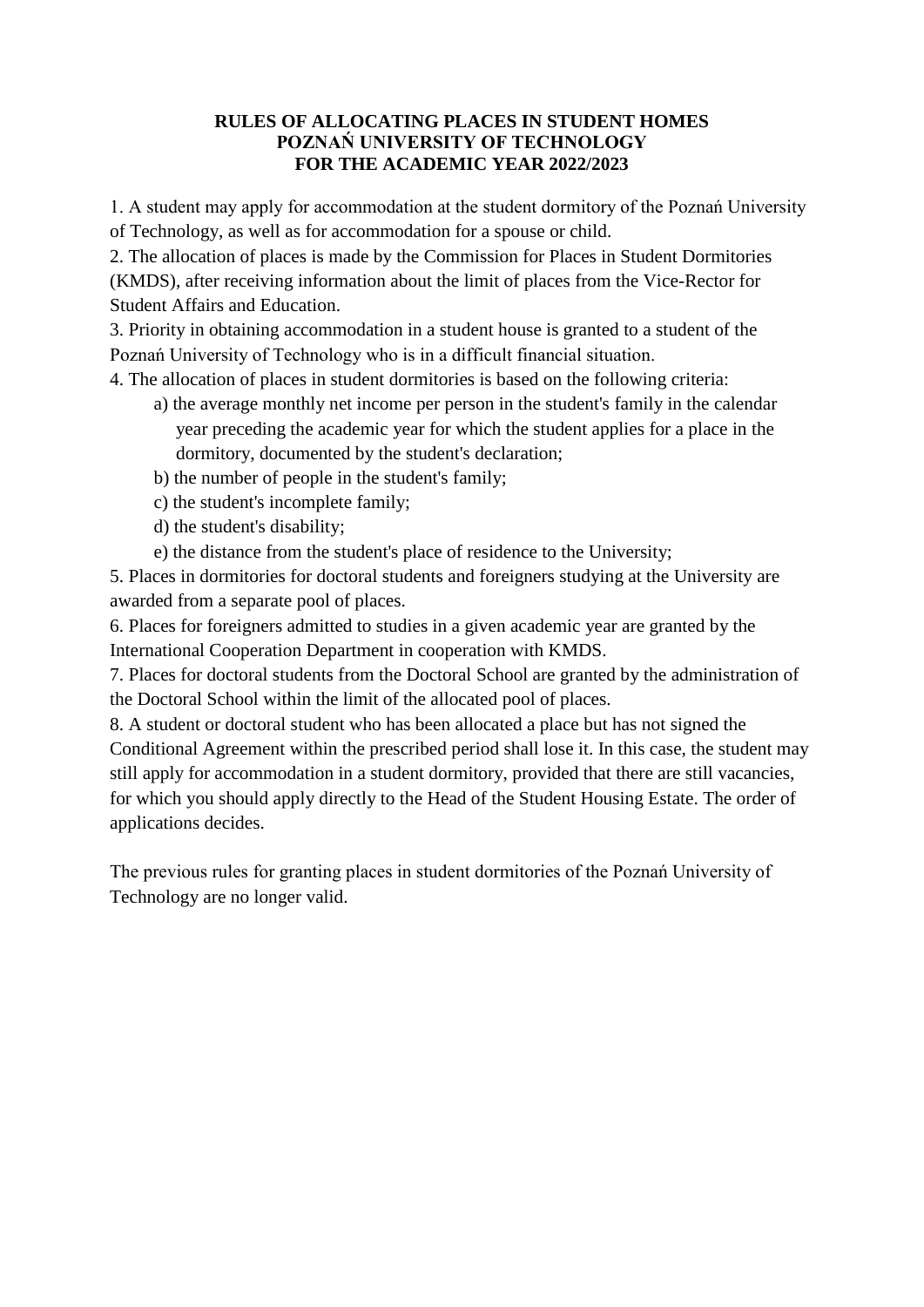**RULES OF ALLOCATING PLACES IN STUDENT HOMES**
**POZNAŃ UNIVERSITY OF TECHNOLOGY**
**FOR THE ACADEMIC YEAR 2022/2023**

1. A student may apply for accommodation at the student dormitory of the Poznań University of Technology, as well as for accommodation for a spouse or child.
2. The allocation of places is made by the Commission for Places in Student Dormitories (KMDS), after receiving information about the limit of places from the Vice-Rector for Student Affairs and Education.
3. Priority in obtaining accommodation in a student house is granted to a student of the Poznań University of Technology who is in a difficult financial situation.
4. The allocation of places in student dormitories is based on the following criteria:
   a) the average monthly net income per person in the student's family in the calendar year preceding the academic year for which the student applies for a place in the dormitory, documented by the student's declaration;
   b) the number of people in the student's family;
   c) the student's incomplete family;
   d) the student's disability;
   e) the distance from the student's place of residence to the University;
5. Places in dormitories for doctoral students and foreigners studying at the University are awarded from a separate pool of places.
6. Places for foreigners admitted to studies in a given academic year are granted by the International Cooperation Department in cooperation with KMDS.
7. Places for doctoral students from the Doctoral School are granted by the administration of the Doctoral School within the limit of the allocated pool of places.
8. A student or doctoral student who has been allocated a place but has not signed the Conditional Agreement within the prescribed period shall lose it. In this case, the student may still apply for accommodation in a student dormitory, provided that there are still vacancies, for which you should apply directly to the Head of the Student Housing Estate. The order of applications decides.

The previous rules for granting places in student dormitories of the Poznań University of Technology are no longer valid.